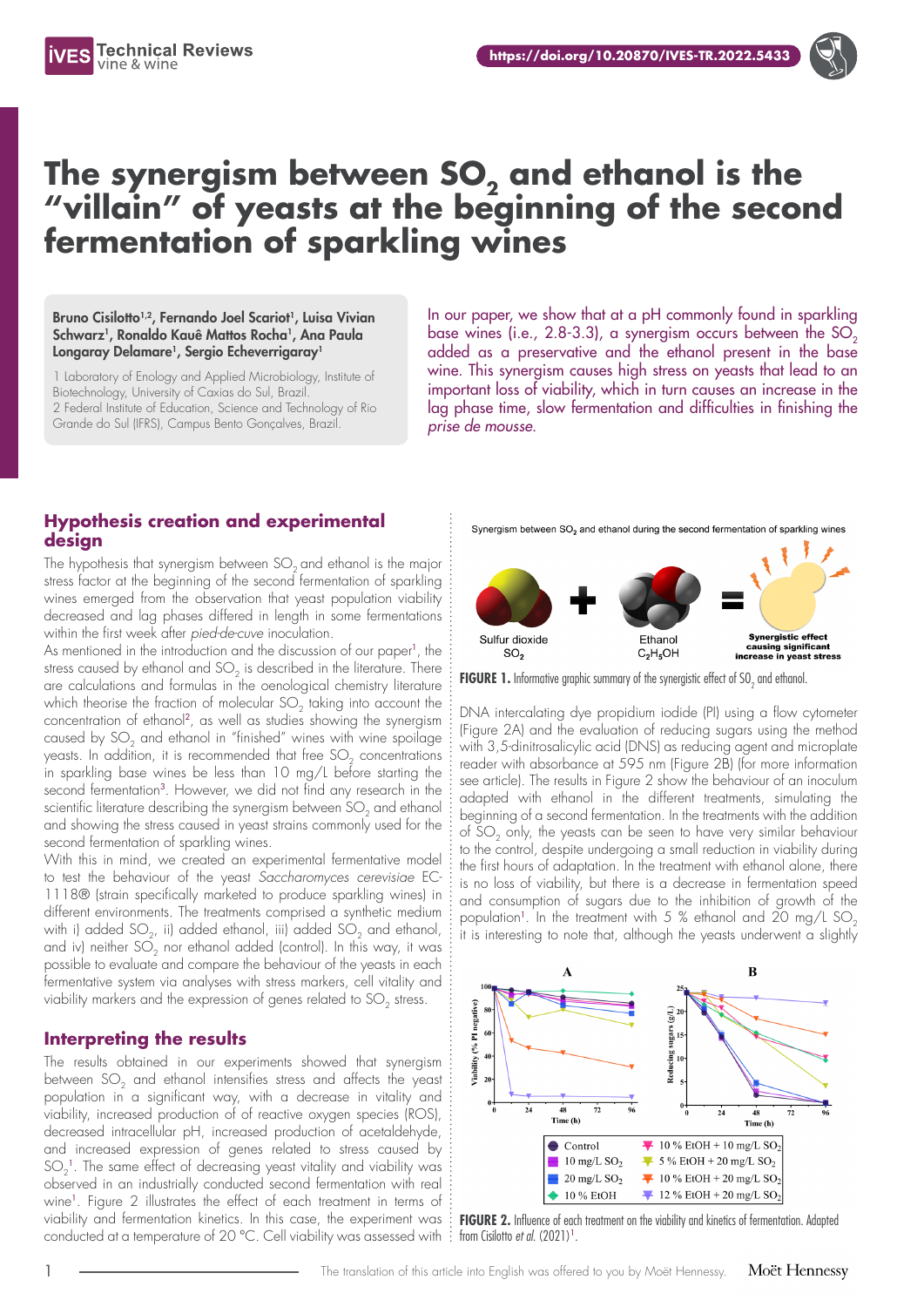# The synergism between $SO_2$ and ethanol is the "villain" of yeasts at the beginning of the second fermentation of sparkling wines

**Bruno Cisilotto[1,2], Fernando Joel Scariot[1], Luisa Vivian Schwarz[1], Ronaldo Kauê Mattos Rocha[1], Ana Paula Longaray Delamare[1], Sergio Echeverrigaray[1]**

1 Laboratory of Enology and Applied Microbiology, Institute of Biotechnology, University of Caxias do Sul, Brazil.
2 Federal Institute of Education, Science and Technology of Rio Grande do Sul (IFRS), Campus Bento Gonçalves, Brazil.

In our paper, we show that at a pH commonly found in sparkling base wines (i.e., 2.8-3.3), a synergism occurs between the $SO_2$ added as a preservative and the ethanol present in the base wine. This synergism causes high stress on yeasts that lead to an important loss of viability, which in turn causes an increase in the lag phase time, slow fermentation and difficulties in finishing the *prise de mousse*.

## Hypothesis creation and experimental design

The hypothesis that synergism between $SO_2$ and ethanol is the major stress factor at the beginning of the second fermentation of sparkling wines emerged from the observation that yeast population viability decreased and lag phases differed in length in some fermentations within the first week after *pied-de-cuve* inoculation.

As mentioned in the introduction and the discussion of our paper[1], the stress caused by ethanol and $SO_2$ is described in the literature. There are calculations and formulas in the oenological chemistry literature which theorise the fraction of molecular $SO_2$ taking into account the concentration of ethanol[2], as well as studies showing the synergism caused by $SO_2$ and ethanol in "finished" wines with wine spoilage yeasts. In addition, it is recommended that free $SO_2$ concentrations in sparkling base wines be less than 10 mg/L before starting the second fermentation[3]. However, we did not find any research in the scientific literature describing the synergism between $SO_2$ and ethanol and showing the stress caused in yeast strains commonly used for the second fermentation of sparkling wines.

With this in mind, we created an experimental fermentative model to test the behaviour of the yeast *Saccharomyces cerevisiae* EC-1118® (strain specifically marketed to produce sparkling wines) in different environments. The treatments comprised a synthetic medium with i) added $SO_2$, ii) added ethanol, iii) added $SO_2$ and ethanol, and iv) neither $SO_2$ nor ethanol added (control). In this way, it was possible to evaluate and compare the behaviour of the yeasts in each fermentative system via analyses with stress markers, cell vitality and viability markers and the expression of genes related to $SO_2$ stress.

## Interpreting the results

The results obtained in our experiments showed that synergism between $SO_2$ and ethanol intensifies stress and affects the yeast population in a significant way, with a decrease in vitality and viability, increased production of of reactive oxygen species (ROS), decreased intracellular pH, increased production of acetaldehyde, and increased expression of genes related to stress caused by $SO_2$[1]. The same effect of decreasing yeast vitality and viability was observed in an industrially conducted second fermentation with real wine[1]. Figure 2 illustrates the effect of each treatment in terms of viability and fermentation kinetics. In this case, the experiment was conducted at a temperature of 20 °C. Cell viability was assessed with

**FIGURE 1.** Informative graphic summary of the synergistic effect of $SO_2$ and ethanol.

DNA intercalating dye propidium iodide (PI) using a flow cytometer (Figure 2A) and the evaluation of reducing sugars using the method with 3,5-dinitrosalicylic acid (DNS) as reducing agent and microplate reader with absorbance at 595 nm (Figure 2B) (for more information see article). The results in Figure 2 show the behaviour of an inoculum adapted with ethanol in the different treatments, simulating the beginning of a second fermentation. In the treatments with the addition of $SO_2$ only, the yeasts can be seen to have very similar behaviour to the control, despite undergoing a small reduction in viability during the first hours of adaptation. In the treatment with ethanol alone, there is no loss of viability, but there is a decrease in fermentation speed and consumption of sugars due to the inhibition of growth of the population[1]. In the treatment with 5 % ethanol and 20 mg/L $SO_2$ it is interesting to note that, although the yeasts underwent a slightly

**FIGURE 2.** Influence of each treatment on the viability and kinetics of fermentation. Adapted from Cisilotto *et al.* (2021)[1].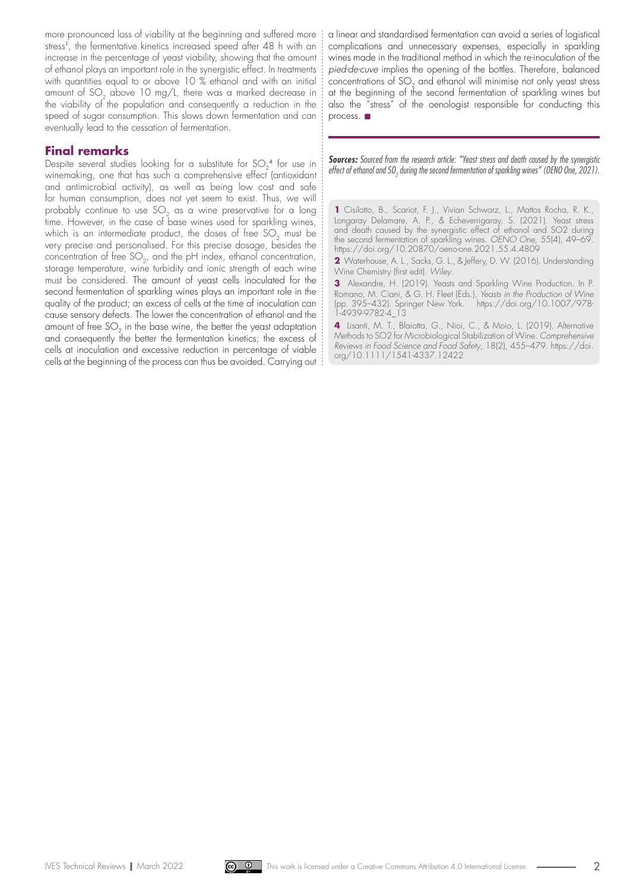more pronounced loss of viability at the beginning and suffered more stress[1], the fermentative kinetics increased speed after 48 h with an increase in the percentage of yeast viability, showing that the amount of ethanol plays an important role in the synergistic effect. In treatments with quantities equal to or above 10 % ethanol and with an initial amount of $SO_2$ above 10 mg/L, there was a marked decrease in the viability of the population and consequently a reduction in the speed of sugar consumption. This slows down fermentation and can eventually lead to the cessation of fermentation.

## Final remarks

Despite several studies looking for a substitute for $SO_2$[4] for use in winemaking, one that has such a comprehensive effect (antioxidant and antimicrobial activity), as well as being low cost and safe for human consumption, does not yet seem to exist. Thus, we will probably continue to use $SO_2$ as a wine preservative for a long time. However, in the case of base wines used for sparkling wines, which is an intermediate product, the doses of free $SO_2$ must be very precise and personalised. For this precise dosage, besides the concentration of free $SO_2$, and the pH index, ethanol concentration, storage temperature, wine turbidity and ionic strength of each wine must be considered. The amount of yeast cells inoculated for the second fermentation of sparkling wines plays an important role in the quality of the product; an excess of cells at the time of inoculation can cause sensory defects. The lower the concentration of ethanol and the amount of free $SO_2$ in the base wine, the better the yeast adaptation and consequently the better the fermentation kinetics; the excess of cells at inoculation and excessive reduction in percentage of viable cells at the beginning of the process can thus be avoided. Carrying out a linear and standardised fermentation can avoid a series of logistical complications and unnecessary expenses, especially in sparkling wines made in the traditional method in which the re-inoculation of the *pied-de-cuve* implies the opening of the bottles. Therefore, balanced concentrations of $SO_2$ and ethanol will minimise not only yeast stress at the beginning of the second fermentation of sparkling wines but also the "stress" of the oenologist responsible for conducting this process. ■

***Sources:*** *Sourced from the research article: "Yeast stress and death caused by the synergistic effect of ethanol and $SO_2$ during the second fermentation of sparkling wines" (OENO One, 2021).*

**1** Cisilotto, B., Scariot, F. J., Vivian Schwarz, L., Mattos Rocha, R. K., Longaray Delamare, A. P., & Echeverrigaray, S. (2021). Yeast stress and death caused by the synergistic effect of ethanol and SO2 during the second fermentation of sparkling wines. *OENO One*, *55*(4), 49–69. https://doi.org/10.20870/oeno-one.2021.55.4.4809

**2** Waterhouse, A. L., Sacks, G. L., & Jeffery, D. W. (2016). Understanding Wine Chemistry (first edit). *Wiley*.

**3** Alexandre, H. (2019). Yeasts and Sparkling Wine Production. In P. Romano, M. Ciani, & G. H. Fleet (Eds.), *Yeasts in the Production of Wine* (pp. 395–432). Springer New York. https://doi.org/10.1007/978-1-4939-9782-4_13

**4** Lisanti, M. T., Blaiotta, G., Nioi, C., & Moio, L. (2019). Alternative Methods to SO2 for Microbiological Stabilization of Wine. *Comprehensive Reviews in Food Science and Food Safety*, 18(2), 455–479. https://doi.org/10.1111/1541-4337.12422

This work is licensed under a Creative Commons Attribution 4.0 International License.